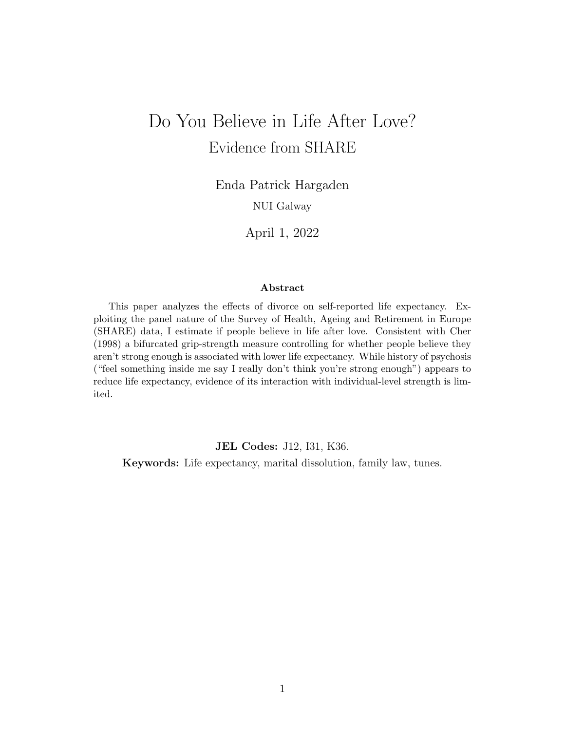# Do You Believe in Life After Love?

## Evidence from SHARE

Enda Patrick Hargaden

NUI Galway

April 1, 2022

### Abstract

This paper analyzes the effects of divorce on self-reported life expectancy. Exploiting the panel nature of the Survey of Health, Ageing and Retirement in Europe (SHARE) data, I estimate if people believe in life after love. Consistent with Cher (1998) a bifurcated grip-strength measure controlling for whether people believe they aren't strong enough is associated with lower life expectancy. While history of psychosis ("feel something inside me say I really don't think you're strong enough") appears to reduce life expectancy, evidence of its interaction with individual-level strength is limited.

**JEL Codes:** J12, I31, K36.

**Keywords:** Life expectancy, marital dissolution, family law, tunes.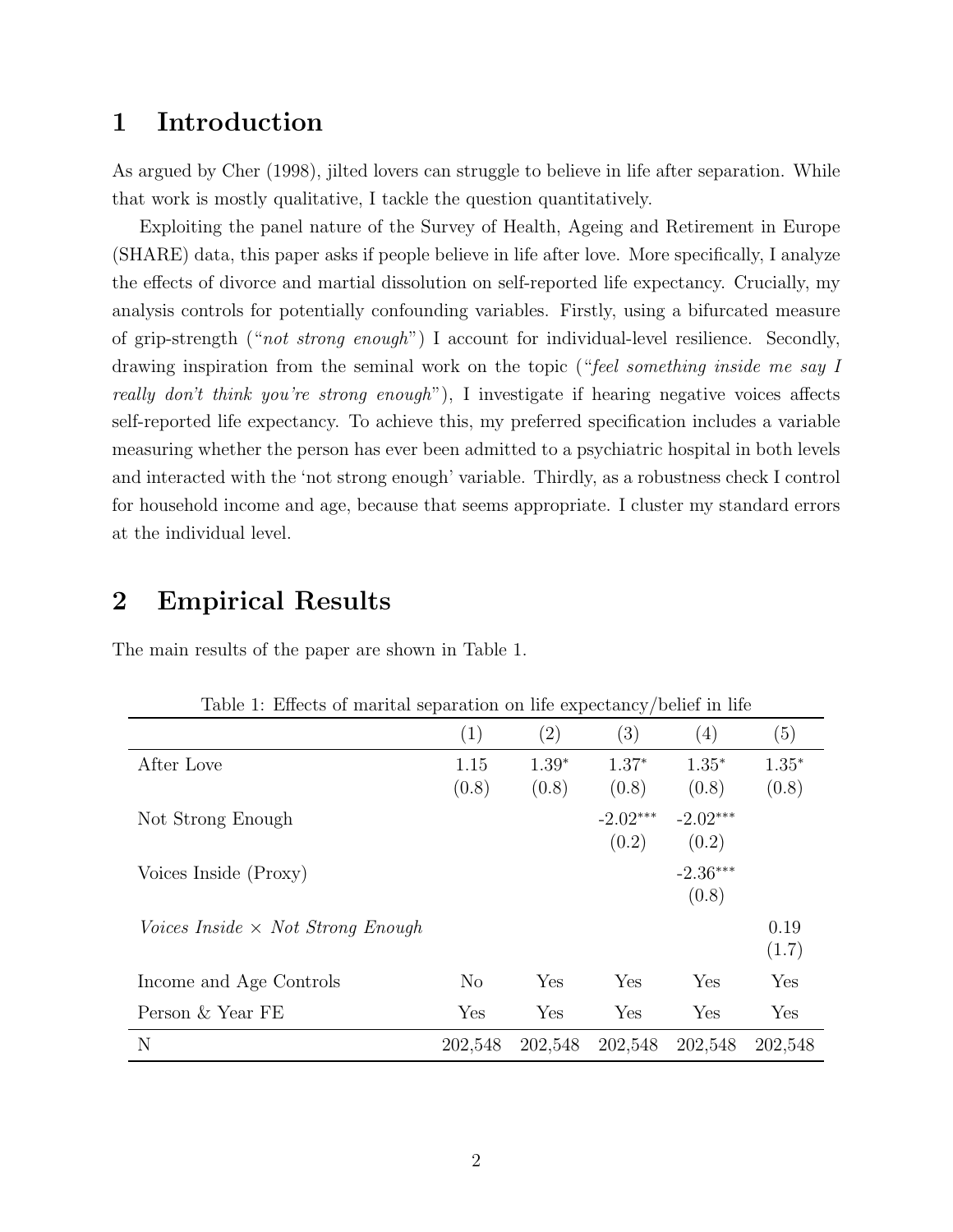# 1 Introduction

As argued by Cher (1998), jilted lovers can struggle to believe in life after separation. While that work is mostly qualitative, I tackle the question quantitatively.

Exploiting the panel nature of the Survey of Health, Ageing and Retirement in Europe (SHARE) data, this paper asks if people believe in life after love. More specifically, I analyze the effects of divorce and martial dissolution on self-reported life expectancy. Crucially, my analysis controls for potentially confounding variables. Firstly, using a bifurcated measure of grip-strength ("*not strong enough*") I account for individual-level resilience. Secondly, drawing inspiration from the seminal work on the topic ("*feel something inside me say I really don't think you're strong enough*"), I investigate if hearing negative voices affects self-reported life expectancy. To achieve this, my preferred specification includes a variable measuring whether the person has ever been admitted to a psychiatric hospital in both levels and interacted with the 'not strong enough' variable. Thirdly, as a robustness check I control for household income and age, because that seems appropriate. I cluster my standard errors at the individual level.

# 2 Empirical Results

The main results of the paper are shown in Table 1.

Table 1: Effects of marital separation on life expectancy/belief in life

| | (1) | (2) | (3) | (4) | (5) |
|---|---|---|---|---|---|
| After Love | 1.15 | 1.39* | 1.37* | 1.35* | 1.35* |
| | (0.8) | (0.8) | (0.8) | (0.8) | (0.8) |
| Not Strong Enough | | | -2.02*** | -2.02*** | |
| | | | (0.2) | (0.2) | |
| Voices Inside (Proxy) | | | | -2.36*** | |
| | | | | (0.8) | |
| *Voices Inside × Not Strong Enough* | | | | | 0.19 |
| | | | | | (1.7) |
| Income and Age Controls | No | Yes | Yes | Yes | Yes |
| Person & Year FE | Yes | Yes | Yes | Yes | Yes |
| N | 202,548 | 202,548 | 202,548 | 202,548 | 202,548 |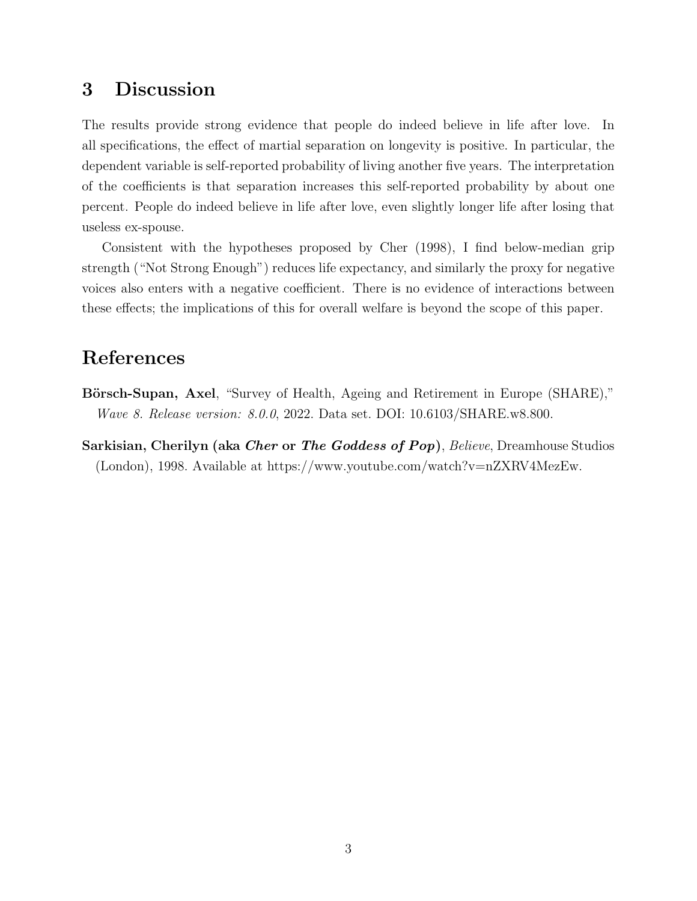## 3 Discussion

The results provide strong evidence that people do indeed believe in life after love. In all specifications, the effect of martial separation on longevity is positive. In particular, the dependent variable is self-reported probability of living another five years. The interpretation of the coefficients is that separation increases this self-reported probability by about one percent. People do indeed believe in life after love, even slightly longer life after losing that useless ex-spouse.

Consistent with the hypotheses proposed by Cher (1998), I find below-median grip strength ("Not Strong Enough") reduces life expectancy, and similarly the proxy for negative voices also enters with a negative coefficient. There is no evidence of interactions between these effects; the implications of this for overall welfare is beyond the scope of this paper.

## References

**Börsch-Supan, Axel**, "Survey of Health, Ageing and Retirement in Europe (SHARE)," *Wave 8. Release version: 8.0.0*, 2022. Data set. DOI: 10.6103/SHARE.w8.800.

**Sarkisian, Cherilyn (aka *Cher* or *The Goddess of Pop*)**, *Believe*, Dreamhouse Studios (London), 1998. Available at https://www.youtube.com/watch?v=nZXRV4MezEw.